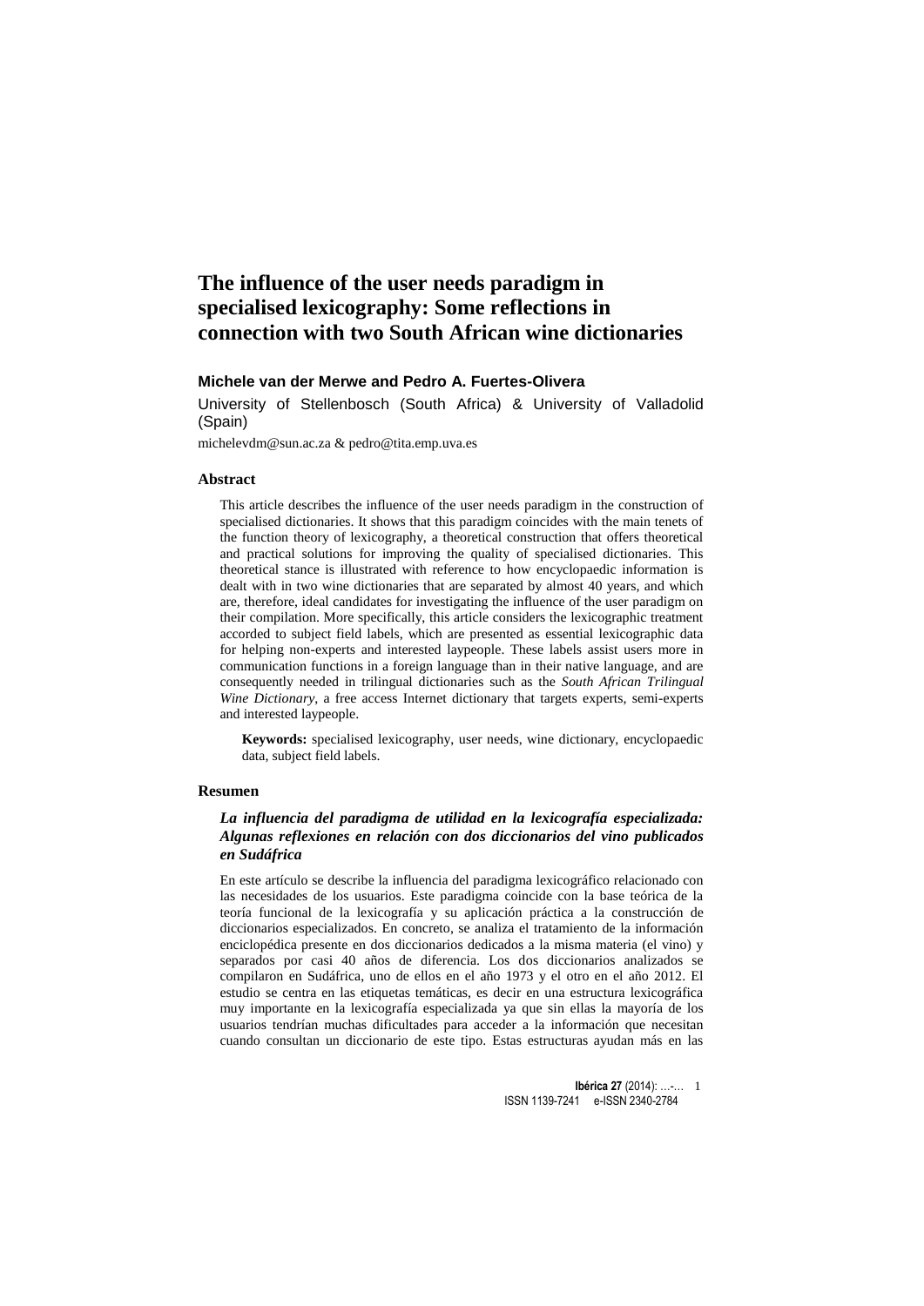# The influence of the user needs paradigm in specialised lexicography: Some reflections in connection with two South African wine dictionaries

**Michele van der Merwe and Pedro A. Fuertes-Olivera**

University of Stellenbosch (South Africa) & University of Valladolid (Spain)

michelevdm@sun.ac.za & pedro@tita.emp.uva.es

## Abstract

This article describes the influence of the user needs paradigm in the construction of specialised dictionaries. It shows that this paradigm coincides with the main tenets of the function theory of lexicography, a theoretical construction that offers theoretical and practical solutions for improving the quality of specialised dictionaries. This theoretical stance is illustrated with reference to how encyclopaedic information is dealt with in two wine dictionaries that are separated by almost 40 years, and which are, therefore, ideal candidates for investigating the influence of the user paradigm on their compilation. More specifically, this article considers the lexicographic treatment accorded to subject field labels, which are presented as essential lexicographic data for helping non-experts and interested laypeople. These labels assist users more in communication functions in a foreign language than in their native language, and are consequently needed in trilingual dictionaries such as the *South African Trilingual Wine Dictionary*, a free access Internet dictionary that targets experts, semi-experts and interested laypeople.

**Keywords:** specialised lexicography, user needs, wine dictionary, encyclopaedic data, subject field labels.

## Resumen

***La influencia del paradigma de utilidad en la lexicografía especializada: Algunas reflexiones en relación con dos diccionarios del vino publicados en Sudáfrica***

En este artículo se describe la influencia del paradigma lexicográfico relacionado con las necesidades de los usuarios. Este paradigma coincide con la base teórica de la teoría funcional de la lexicografía y su aplicación práctica a la construcción de diccionarios especializados. En concreto, se analiza el tratamiento de la información enciclopédica presente en dos diccionarios dedicados a la misma materia (el vino) y separados por casi 40 años de diferencia. Los dos diccionarios analizados se compilaron en Sudáfrica, uno de ellos en el año 1973 y el otro en el año 2012. El estudio se centra en las etiquetas temáticas, es decir en una estructura lexicográfica muy importante en la lexicografía especializada ya que sin ellas la mayoría de los usuarios tendrían muchas dificultades para acceder a la información que necesitan cuando consultan un diccionario de este tipo. Estas estructuras ayudan más en las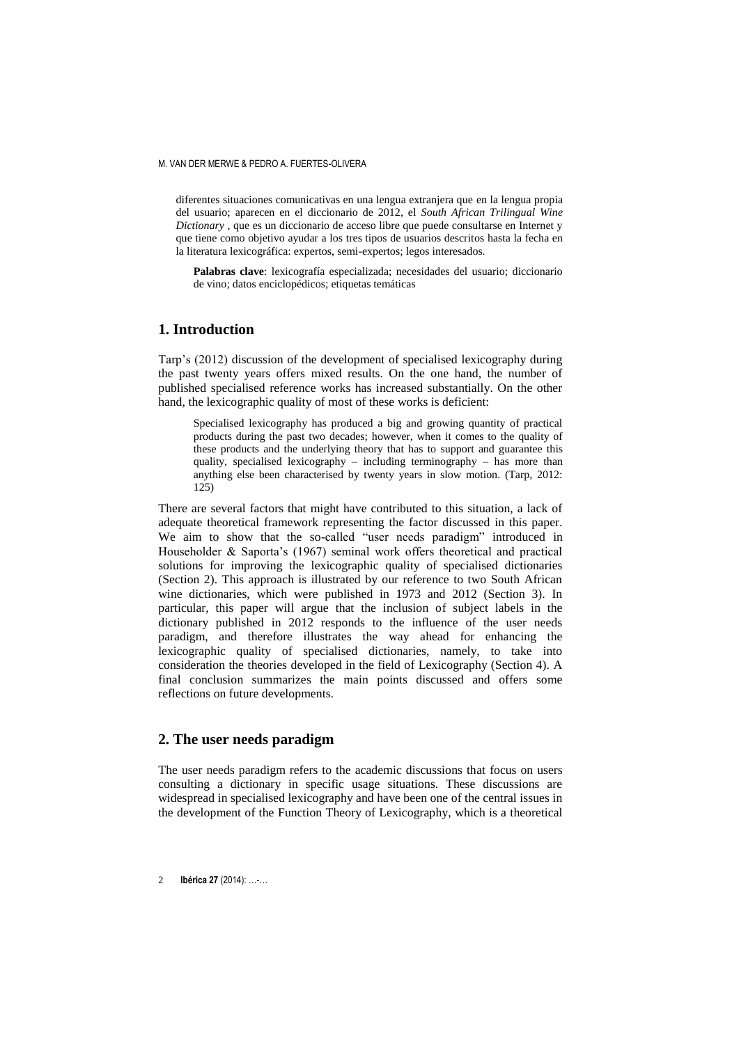diferentes situaciones comunicativas en una lengua extranjera que en la lengua propia del usuario; aparecen en el diccionario de 2012, el *South African Trilingual Wine Dictionary* , que es un diccionario de acceso libre que puede consultarse en Internet y que tiene como objetivo ayudar a los tres tipos de usuarios descritos hasta la fecha en la literatura lexicográfica: expertos, semi-expertos; legos interesados.

**Palabras clave**: lexicografía especializada; necesidades del usuario; diccionario de vino; datos enciclopédicos; etiquetas temáticas

## 1. Introduction

Tarp's (2012) discussion of the development of specialised lexicography during the past twenty years offers mixed results. On the one hand, the number of published specialised reference works has increased substantially. On the other hand, the lexicographic quality of most of these works is deficient:

> Specialised lexicography has produced a big and growing quantity of practical products during the past two decades; however, when it comes to the quality of these products and the underlying theory that has to support and guarantee this quality, specialised lexicography – including terminography – has more than anything else been characterised by twenty years in slow motion. (Tarp, 2012: 125)

There are several factors that might have contributed to this situation, a lack of adequate theoretical framework representing the factor discussed in this paper. We aim to show that the so-called "user needs paradigm" introduced in Householder & Saporta's (1967) seminal work offers theoretical and practical solutions for improving the lexicographic quality of specialised dictionaries (Section 2). This approach is illustrated by our reference to two South African wine dictionaries, which were published in 1973 and 2012 (Section 3). In particular, this paper will argue that the inclusion of subject labels in the dictionary published in 2012 responds to the influence of the user needs paradigm, and therefore illustrates the way ahead for enhancing the lexicographic quality of specialised dictionaries, namely, to take into consideration the theories developed in the field of Lexicography (Section 4). A final conclusion summarizes the main points discussed and offers some reflections on future developments.

## 2. The user needs paradigm

The user needs paradigm refers to the academic discussions that focus on users consulting a dictionary in specific usage situations. These discussions are widespread in specialised lexicography and have been one of the central issues in the development of the Function Theory of Lexicography, which is a theoretical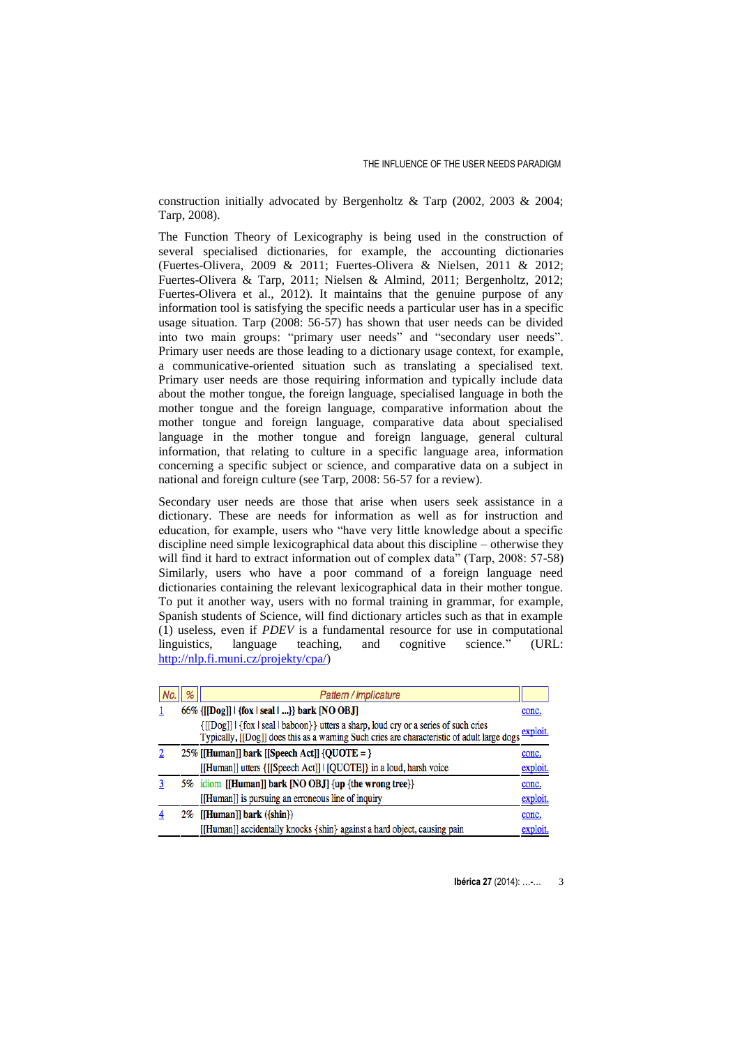construction initially advocated by Bergenholtz & Tarp (2002, 2003 & 2004; Tarp, 2008).

The Function Theory of Lexicography is being used in the construction of several specialised dictionaries, for example, the accounting dictionaries (Fuertes-Olivera, 2009 & 2011; Fuertes-Olivera & Nielsen, 2011 & 2012; Fuertes-Olivera & Tarp, 2011; Nielsen & Almind, 2011; Bergenholtz, 2012; Fuertes-Olivera et al., 2012). It maintains that the genuine purpose of any information tool is satisfying the specific needs a particular user has in a specific usage situation. Tarp (2008: 56-57) has shown that user needs can be divided into two main groups: "primary user needs" and "secondary user needs". Primary user needs are those leading to a dictionary usage context, for example, a communicative-oriented situation such as translating a specialised text. Primary user needs are those requiring information and typically include data about the mother tongue, the foreign language, specialised language in both the mother tongue and the foreign language, comparative information about the mother tongue and foreign language, comparative data about specialised language in the mother tongue and foreign language, general cultural information, that relating to culture in a specific language area, information concerning a specific subject or science, and comparative data on a subject in national and foreign culture (see Tarp, 2008: 56-57 for a review).

Secondary user needs are those that arise when users seek assistance in a dictionary. These are needs for information as well as for instruction and education, for example, users who "have very little knowledge about a specific discipline need simple lexicographical data about this discipline – otherwise they will find it hard to extract information out of complex data" (Tarp, 2008: 57-58) Similarly, users who have a poor command of a foreign language need dictionaries containing the relevant lexicographical data in their mother tongue. To put it another way, users with no formal training in grammar, for example, Spanish students of Science, will find dictionary articles such as that in example (1) useless, even if *PDEV* is a fundamental resource for use in computational linguistics, language teaching, and cognitive science." (URL: http://nlp.fi.muni.cz/projekty/cpa/)

| No. | % | Pattern / Implicature | |
|---|---|---|---|
| 1 | 66% | **{[[Dog]] \| {fox \| seal \| ...}} bark [NO OBJ]** | conc. |
| | | {[[Dog]] \| {fox \| seal \| baboon}} utters a sharp, loud cry or a series of such cries Typically, [[Dog]] does this as a warning Such cries are characteristic of adult large dogs | exploit. |
| 2 | 25% | **[[Human]] bark [[Speech Act]] {QUOTE = }** | conc. |
| | | [[Human]] utters {[[Speech Act]] \| [QUOTE]} in a loud, harsh voice | exploit. |
| 3 | 5% | idiom **[[Human]] bark [NO OBJ] {up {the wrong tree}}** | conc. |
| | | [[Human]] is pursuing an erroneous line of inquiry | exploit. |
| 4 | 2% | **[[Human]] bark ({shin})** | conc. |
| | | [[Human]] accidentally knocks {shin} against a hard object, causing pain | exploit. |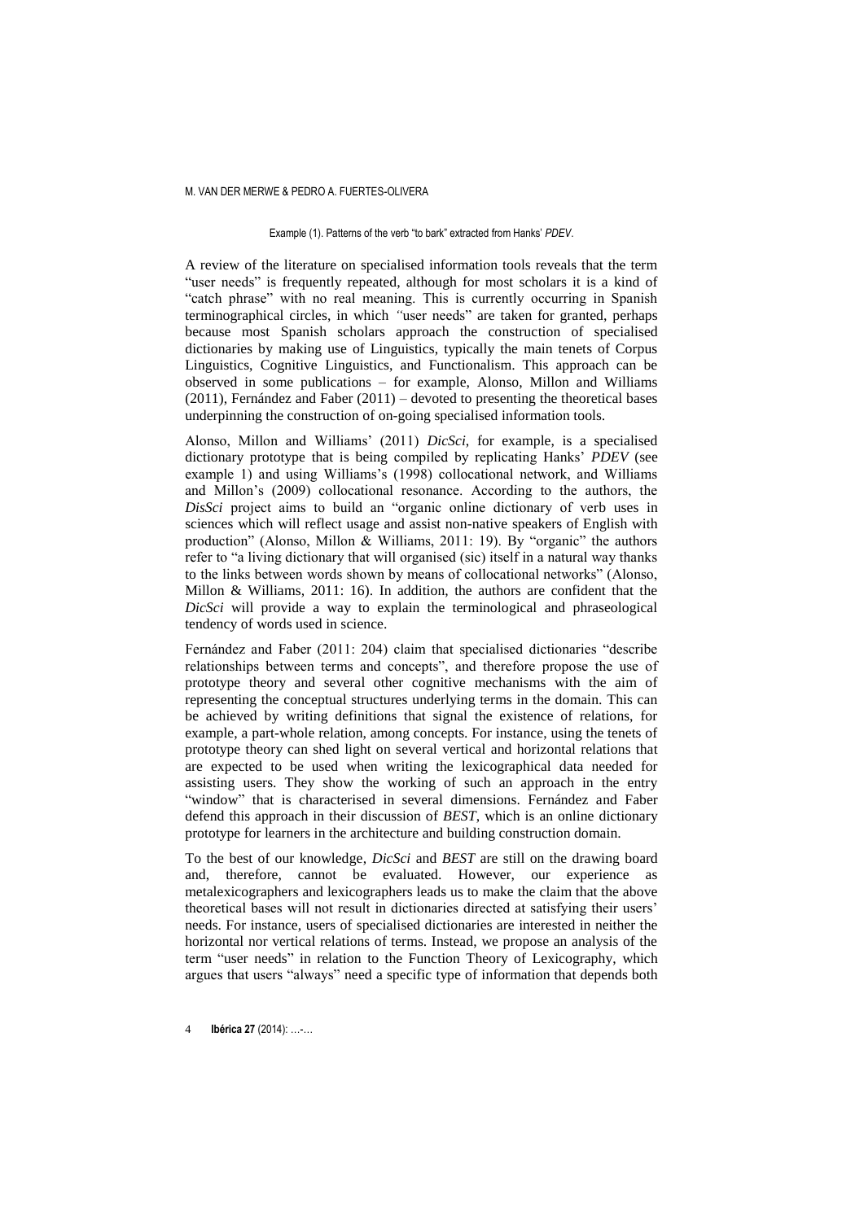Example (1). Patterns of the verb "to bark" extracted from Hanks' *PDEV*.

A review of the literature on specialised information tools reveals that the term "user needs" is frequently repeated, although for most scholars it is a kind of "catch phrase" with no real meaning. This is currently occurring in Spanish terminographical circles, in which "user needs" are taken for granted, perhaps because most Spanish scholars approach the construction of specialised dictionaries by making use of Linguistics, typically the main tenets of Corpus Linguistics, Cognitive Linguistics, and Functionalism. This approach can be observed in some publications – for example, Alonso, Millon and Williams (2011), Fernández and Faber (2011) – devoted to presenting the theoretical bases underpinning the construction of on-going specialised information tools.

Alonso, Millon and Williams' (2011) *DicSci*, for example, is a specialised dictionary prototype that is being compiled by replicating Hanks' *PDEV* (see example 1) and using Williams's (1998) collocational network, and Williams and Millon's (2009) collocational resonance. According to the authors, the *DisSci* project aims to build an "organic online dictionary of verb uses in sciences which will reflect usage and assist non-native speakers of English with production" (Alonso, Millon & Williams, 2011: 19). By "organic" the authors refer to "a living dictionary that will organised (sic) itself in a natural way thanks to the links between words shown by means of collocational networks" (Alonso, Millon & Williams, 2011: 16). In addition, the authors are confident that the *DicSci* will provide a way to explain the terminological and phraseological tendency of words used in science.

Fernández and Faber (2011: 204) claim that specialised dictionaries "describe relationships between terms and concepts", and therefore propose the use of prototype theory and several other cognitive mechanisms with the aim of representing the conceptual structures underlying terms in the domain. This can be achieved by writing definitions that signal the existence of relations, for example, a part-whole relation, among concepts. For instance, using the tenets of prototype theory can shed light on several vertical and horizontal relations that are expected to be used when writing the lexicographical data needed for assisting users. They show the working of such an approach in the entry "window" that is characterised in several dimensions. Fernández and Faber defend this approach in their discussion of *BEST*, which is an online dictionary prototype for learners in the architecture and building construction domain.

To the best of our knowledge, *DicSci* and *BEST* are still on the drawing board and, therefore, cannot be evaluated. However, our experience as metalexicographers and lexicographers leads us to make the claim that the above theoretical bases will not result in dictionaries directed at satisfying their users' needs. For instance, users of specialised dictionaries are interested in neither the horizontal nor vertical relations of terms. Instead, we propose an analysis of the term "user needs" in relation to the Function Theory of Lexicography, which argues that users "always" need a specific type of information that depends both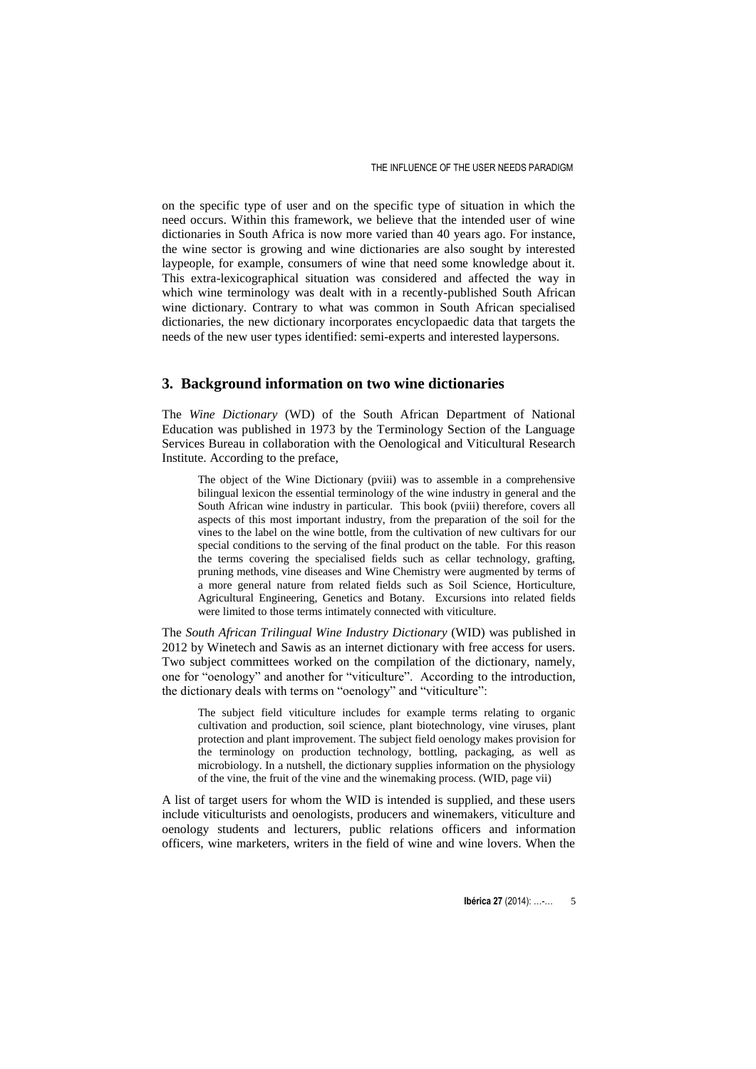on the specific type of user and on the specific type of situation in which the need occurs. Within this framework, we believe that the intended user of wine dictionaries in South Africa is now more varied than 40 years ago. For instance, the wine sector is growing and wine dictionaries are also sought by interested laypeople, for example, consumers of wine that need some knowledge about it. This extra-lexicographical situation was considered and affected the way in which wine terminology was dealt with in a recently-published South African wine dictionary. Contrary to what was common in South African specialised dictionaries, the new dictionary incorporates encyclopaedic data that targets the needs of the new user types identified: semi-experts and interested laypersons.

## 3. Background information on two wine dictionaries

The *Wine Dictionary* (WD) of the South African Department of National Education was published in 1973 by the Terminology Section of the Language Services Bureau in collaboration with the Oenological and Viticultural Research Institute. According to the preface,

> The object of the Wine Dictionary (pviii) was to assemble in a comprehensive bilingual lexicon the essential terminology of the wine industry in general and the South African wine industry in particular. This book (pviii) therefore, covers all aspects of this most important industry, from the preparation of the soil for the vines to the label on the wine bottle, from the cultivation of new cultivars for our special conditions to the serving of the final product on the table. For this reason the terms covering the specialised fields such as cellar technology, grafting, pruning methods, vine diseases and Wine Chemistry were augmented by terms of a more general nature from related fields such as Soil Science, Horticulture, Agricultural Engineering, Genetics and Botany. Excursions into related fields were limited to those terms intimately connected with viticulture.

The *South African Trilingual Wine Industry Dictionary* (WID) was published in 2012 by Winetech and Sawis as an internet dictionary with free access for users. Two subject committees worked on the compilation of the dictionary, namely, one for "oenology" and another for "viticulture". According to the introduction, the dictionary deals with terms on "oenology" and "viticulture":

> The subject field viticulture includes for example terms relating to organic cultivation and production, soil science, plant biotechnology, vine viruses, plant protection and plant improvement. The subject field oenology makes provision for the terminology on production technology, bottling, packaging, as well as microbiology. In a nutshell, the dictionary supplies information on the physiology of the vine, the fruit of the vine and the winemaking process. (WID, page vii)

A list of target users for whom the WID is intended is supplied, and these users include viticulturists and oenologists, producers and winemakers, viticulture and oenology students and lecturers, public relations officers and information officers, wine marketers, writers in the field of wine and wine lovers. When the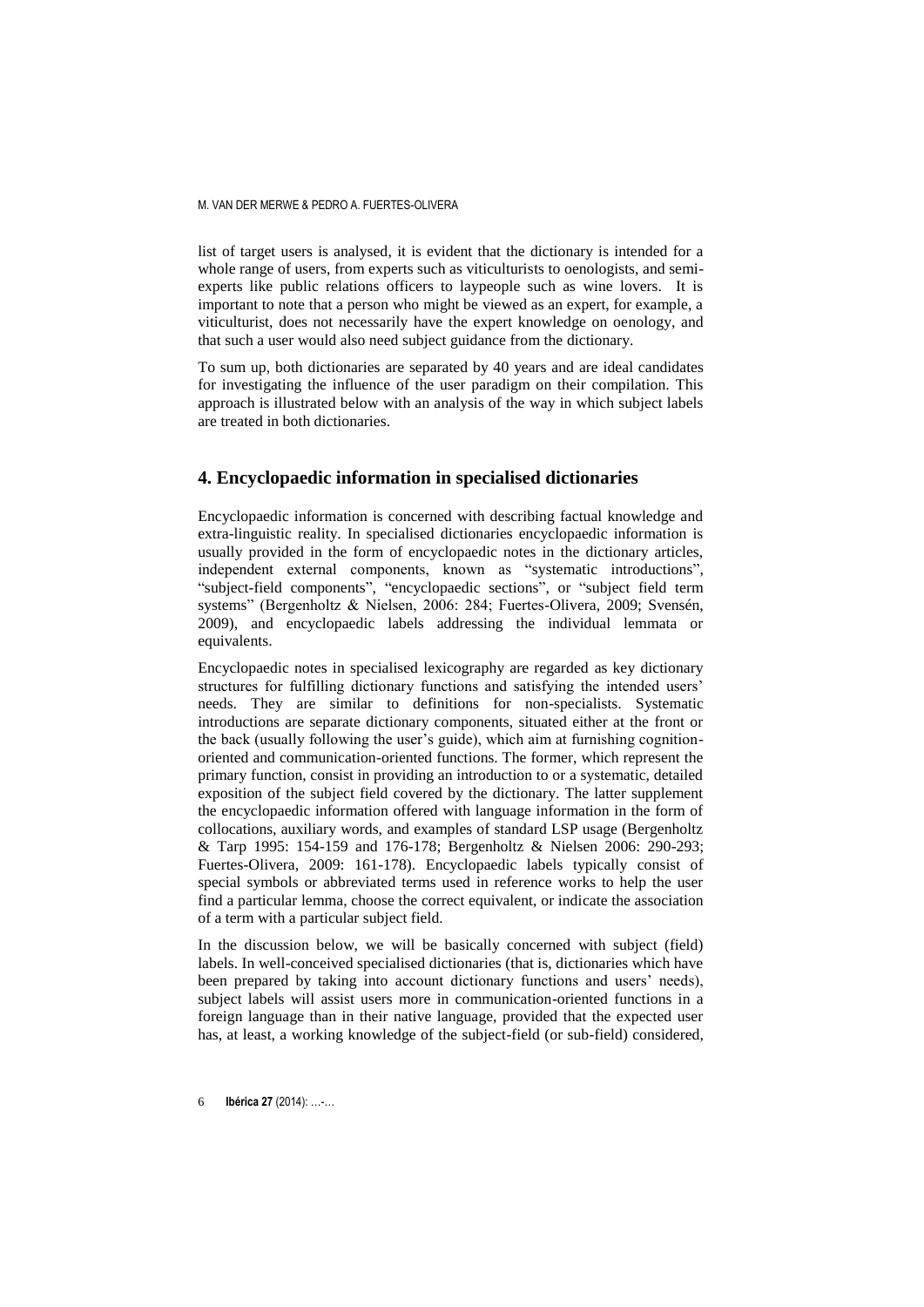list of target users is analysed, it is evident that the dictionary is intended for a whole range of users, from experts such as viticulturists to oenologists, and semi-experts like public relations officers to laypeople such as wine lovers. It is important to note that a person who might be viewed as an expert, for example, a viticulturist, does not necessarily have the expert knowledge on oenology, and that such a user would also need subject guidance from the dictionary.

To sum up, both dictionaries are separated by 40 years and are ideal candidates for investigating the influence of the user paradigm on their compilation. This approach is illustrated below with an analysis of the way in which subject labels are treated in both dictionaries.

## 4. Encyclopaedic information in specialised dictionaries

Encyclopaedic information is concerned with describing factual knowledge and extra-linguistic reality. In specialised dictionaries encyclopaedic information is usually provided in the form of encyclopaedic notes in the dictionary articles, independent external components, known as "systematic introductions", "subject-field components", "encyclopaedic sections", or "subject field term systems" (Bergenholtz & Nielsen, 2006: 284; Fuertes-Olivera, 2009; Svensén, 2009), and encyclopaedic labels addressing the individual lemmata or equivalents.

Encyclopaedic notes in specialised lexicography are regarded as key dictionary structures for fulfilling dictionary functions and satisfying the intended users' needs. They are similar to definitions for non-specialists. Systematic introductions are separate dictionary components, situated either at the front or the back (usually following the user's guide), which aim at furnishing cognition-oriented and communication-oriented functions. The former, which represent the primary function, consist in providing an introduction to or a systematic, detailed exposition of the subject field covered by the dictionary. The latter supplement the encyclopaedic information offered with language information in the form of collocations, auxiliary words, and examples of standard LSP usage (Bergenholtz & Tarp 1995: 154-159 and 176-178; Bergenholtz & Nielsen 2006: 290-293; Fuertes-Olivera, 2009: 161-178). Encyclopaedic labels typically consist of special symbols or abbreviated terms used in reference works to help the user find a particular lemma, choose the correct equivalent, or indicate the association of a term with a particular subject field.

In the discussion below, we will be basically concerned with subject (field) labels. In well-conceived specialised dictionaries (that is, dictionaries which have been prepared by taking into account dictionary functions and users' needs), subject labels will assist users more in communication-oriented functions in a foreign language than in their native language, provided that the expected user has, at least, a working knowledge of the subject-field (or sub-field) considered,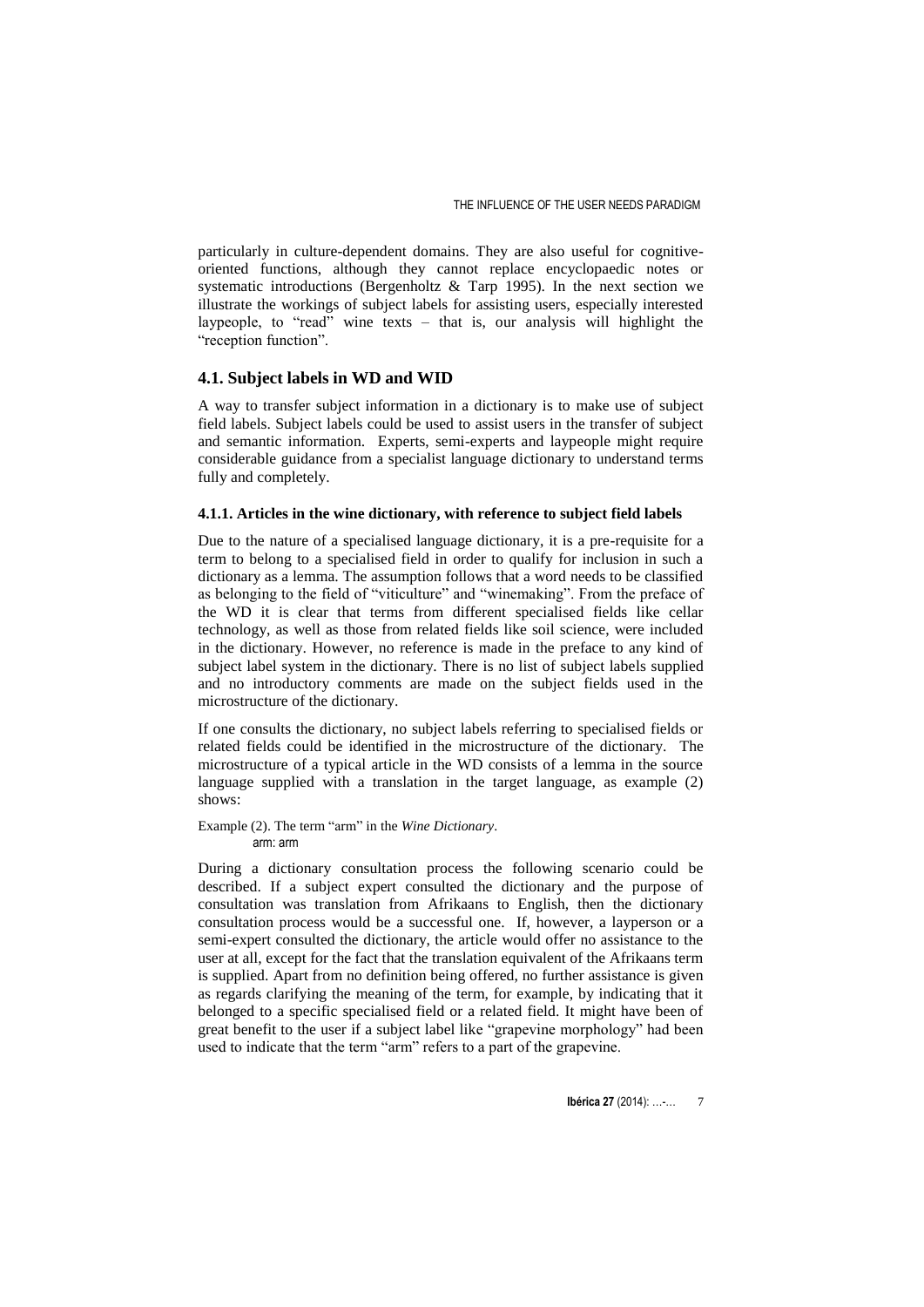particularly in culture-dependent domains. They are also useful for cognitive-oriented functions, although they cannot replace encyclopaedic notes or systematic introductions (Bergenholtz & Tarp 1995). In the next section we illustrate the workings of subject labels for assisting users, especially interested laypeople, to "read" wine texts – that is, our analysis will highlight the "reception function".

## 4.1. Subject labels in WD and WID

A way to transfer subject information in a dictionary is to make use of subject field labels. Subject labels could be used to assist users in the transfer of subject and semantic information. Experts, semi-experts and laypeople might require considerable guidance from a specialist language dictionary to understand terms fully and completely.

### 4.1.1. Articles in the wine dictionary, with reference to subject field labels

Due to the nature of a specialised language dictionary, it is a pre-requisite for a term to belong to a specialised field in order to qualify for inclusion in such a dictionary as a lemma. The assumption follows that a word needs to be classified as belonging to the field of "viticulture" and "winemaking". From the preface of the WD it is clear that terms from different specialised fields like cellar technology, as well as those from related fields like soil science, were included in the dictionary. However, no reference is made in the preface to any kind of subject label system in the dictionary. There is no list of subject labels supplied and no introductory comments are made on the subject fields used in the microstructure of the dictionary.

If one consults the dictionary, no subject labels referring to specialised fields or related fields could be identified in the microstructure of the dictionary. The microstructure of a typical article in the WD consists of a lemma in the source language supplied with a translation in the target language, as example (2) shows:

Example (2). The term "arm" in the *Wine Dictionary*.

arm: arm

During a dictionary consultation process the following scenario could be described. If a subject expert consulted the dictionary and the purpose of consultation was translation from Afrikaans to English, then the dictionary consultation process would be a successful one. If, however, a layperson or a semi-expert consulted the dictionary, the article would offer no assistance to the user at all, except for the fact that the translation equivalent of the Afrikaans term is supplied. Apart from no definition being offered, no further assistance is given as regards clarifying the meaning of the term, for example, by indicating that it belonged to a specific specialised field or a related field. It might have been of great benefit to the user if a subject label like "grapevine morphology" had been used to indicate that the term "arm" refers to a part of the grapevine.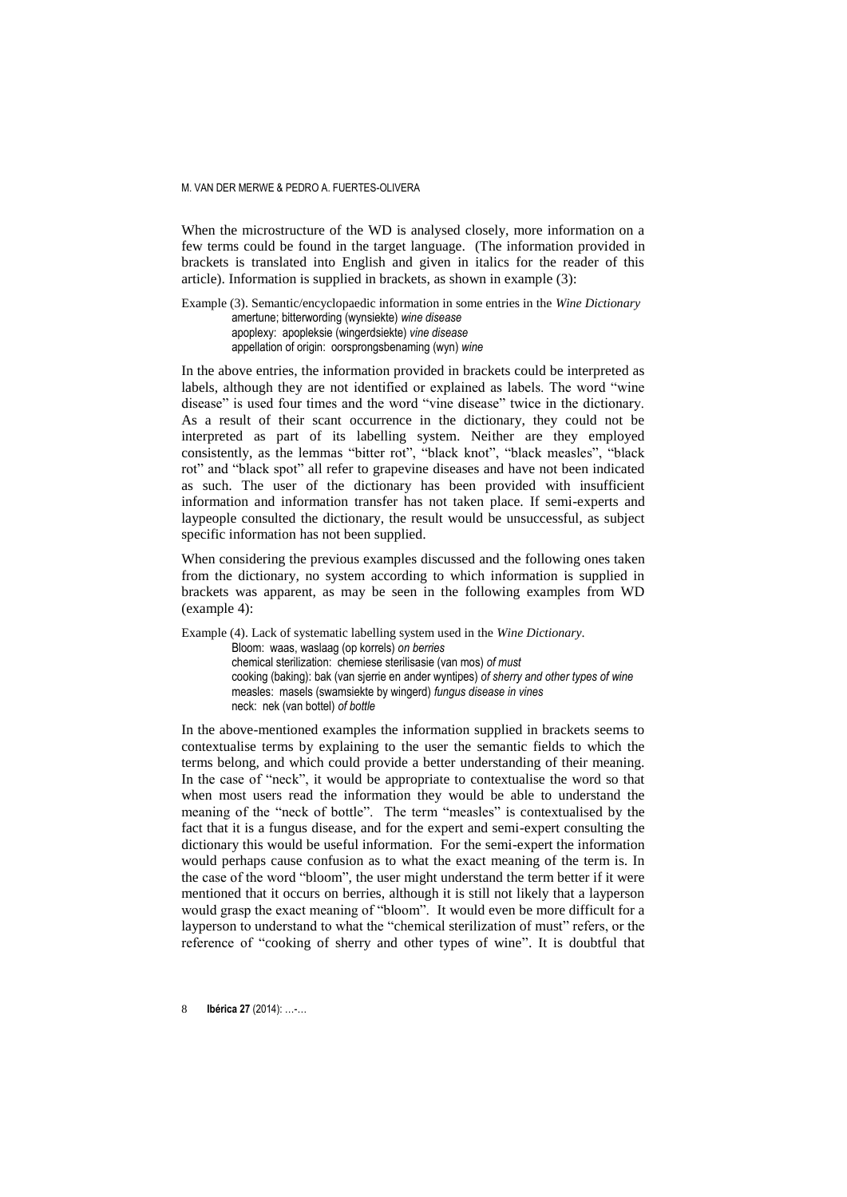When the microstructure of the WD is analysed closely, more information on a few terms could be found in the target language. (The information provided in brackets is translated into English and given in italics for the reader of this article). Information is supplied in brackets, as shown in example (3):

Example (3). Semantic/encyclopaedic information in some entries in the *Wine Dictionary*

amertune; bitterwording (wynsiekte) *wine disease*
apoplexy: apopleksie (wingerdsiekte) *vine disease*
appellation of origin: oorsprongsbenaming (wyn) *wine*

In the above entries, the information provided in brackets could be interpreted as labels, although they are not identified or explained as labels. The word "wine disease" is used four times and the word "vine disease" twice in the dictionary. As a result of their scant occurrence in the dictionary, they could not be interpreted as part of its labelling system. Neither are they employed consistently, as the lemmas "bitter rot", "black knot", "black measles", "black rot" and "black spot" all refer to grapevine diseases and have not been indicated as such. The user of the dictionary has been provided with insufficient information and information transfer has not taken place. If semi-experts and laypeople consulted the dictionary, the result would be unsuccessful, as subject specific information has not been supplied.

When considering the previous examples discussed and the following ones taken from the dictionary, no system according to which information is supplied in brackets was apparent, as may be seen in the following examples from WD (example 4):

Example (4). Lack of systematic labelling system used in the *Wine Dictionary*.

Bloom: waas, waslaag (op korrels) *on berries*
chemical sterilization: chemiese sterilisasie (van mos) *of must*
cooking (baking): bak (van sjerrie en ander wyntipes) *of sherry and other types of wine*
measles: masels (swamsiekte by wingerd) *fungus disease in vines*
neck: nek (van bottel) *of bottle*

In the above-mentioned examples the information supplied in brackets seems to contextualise terms by explaining to the user the semantic fields to which the terms belong, and which could provide a better understanding of their meaning. In the case of "neck", it would be appropriate to contextualise the word so that when most users read the information they would be able to understand the meaning of the "neck of bottle". The term "measles" is contextualised by the fact that it is a fungus disease, and for the expert and semi-expert consulting the dictionary this would be useful information. For the semi-expert the information would perhaps cause confusion as to what the exact meaning of the term is. In the case of the word "bloom", the user might understand the term better if it were mentioned that it occurs on berries, although it is still not likely that a layperson would grasp the exact meaning of "bloom". It would even be more difficult for a layperson to understand to what the "chemical sterilization of must" refers, or the reference of "cooking of sherry and other types of wine". It is doubtful that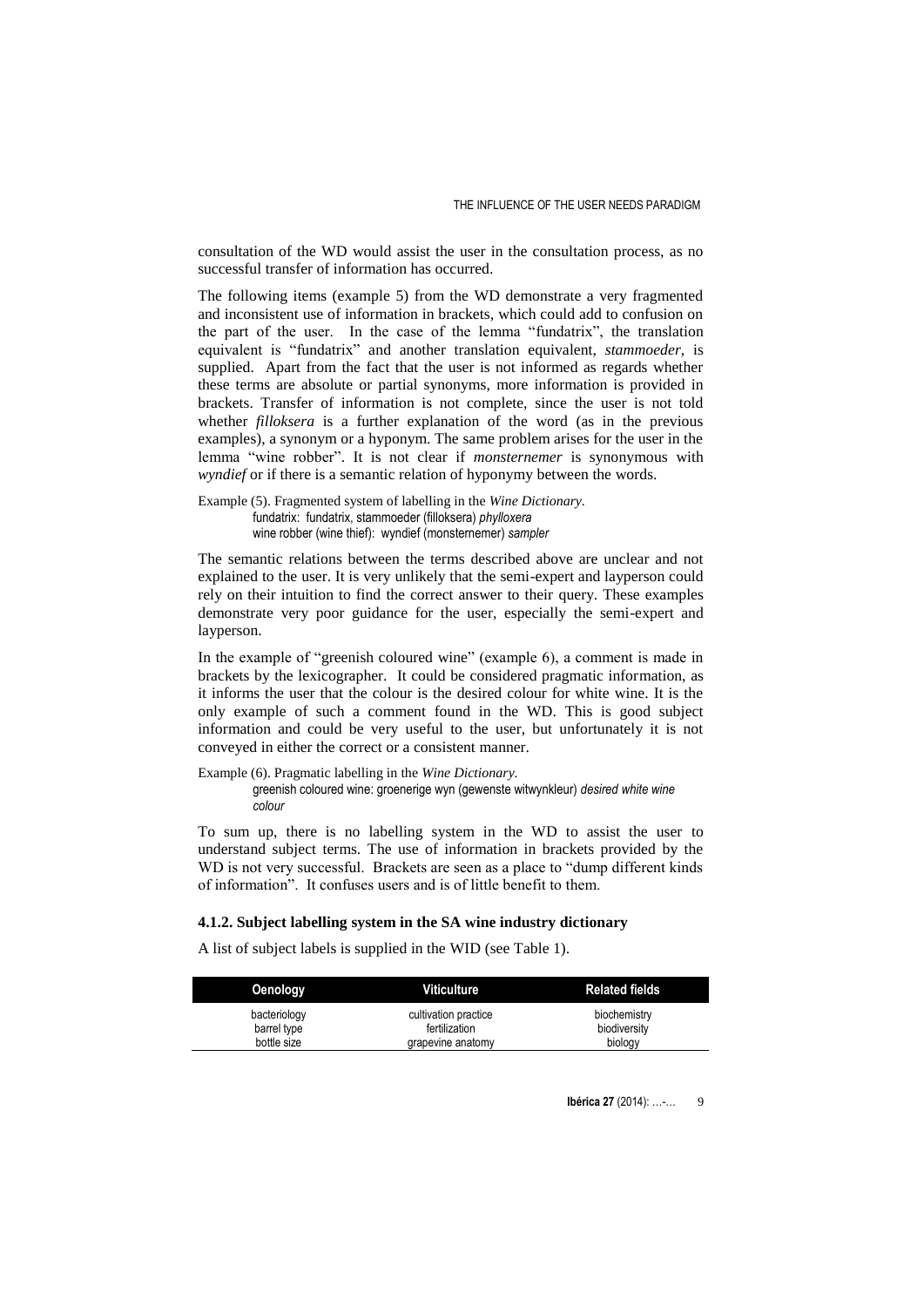consultation of the WD would assist the user in the consultation process, as no successful transfer of information has occurred.

The following items (example 5) from the WD demonstrate a very fragmented and inconsistent use of information in brackets, which could add to confusion on the part of the user. In the case of the lemma "fundatrix", the translation equivalent is "fundatrix" and another translation equivalent, *stammoeder*, is supplied. Apart from the fact that the user is not informed as regards whether these terms are absolute or partial synonyms, more information is provided in brackets. Transfer of information is not complete, since the user is not told whether *filloksera* is a further explanation of the word (as in the previous examples), a synonym or a hyponym. The same problem arises for the user in the lemma "wine robber". It is not clear if *monsternemer* is synonymous with *wyndief* or if there is a semantic relation of hyponymy between the words.

Example (5). Fragmented system of labelling in the *Wine Dictionary*.

fundatrix: fundatrix, stammoeder (filloksera) *phylloxera*
wine robber (wine thief): wyndief (monsternemer) *sampler*

The semantic relations between the terms described above are unclear and not explained to the user. It is very unlikely that the semi-expert and layperson could rely on their intuition to find the correct answer to their query. These examples demonstrate very poor guidance for the user, especially the semi-expert and layperson.

In the example of "greenish coloured wine" (example 6), a comment is made in brackets by the lexicographer. It could be considered pragmatic information, as it informs the user that the colour is the desired colour for white wine. It is the only example of such a comment found in the WD. This is good subject information and could be very useful to the user, but unfortunately it is not conveyed in either the correct or a consistent manner.

Example (6). Pragmatic labelling in the *Wine Dictionary*.

greenish coloured wine: groenerige wyn (gewenste witwynkleur) *desired white wine colour*

To sum up, there is no labelling system in the WD to assist the user to understand subject terms. The use of information in brackets provided by the WD is not very successful. Brackets are seen as a place to "dump different kinds of information". It confuses users and is of little benefit to them.

### 4.1.2. Subject labelling system in the SA wine industry dictionary

A list of subject labels is supplied in the WID (see Table 1).

| Oenology | Viticulture | Related fields |
|---|---|---|
| bacteriology | cultivation practice | biochemistry |
| barrel type | fertilization | biodiversity |
| bottle size | grapevine anatomy | biology |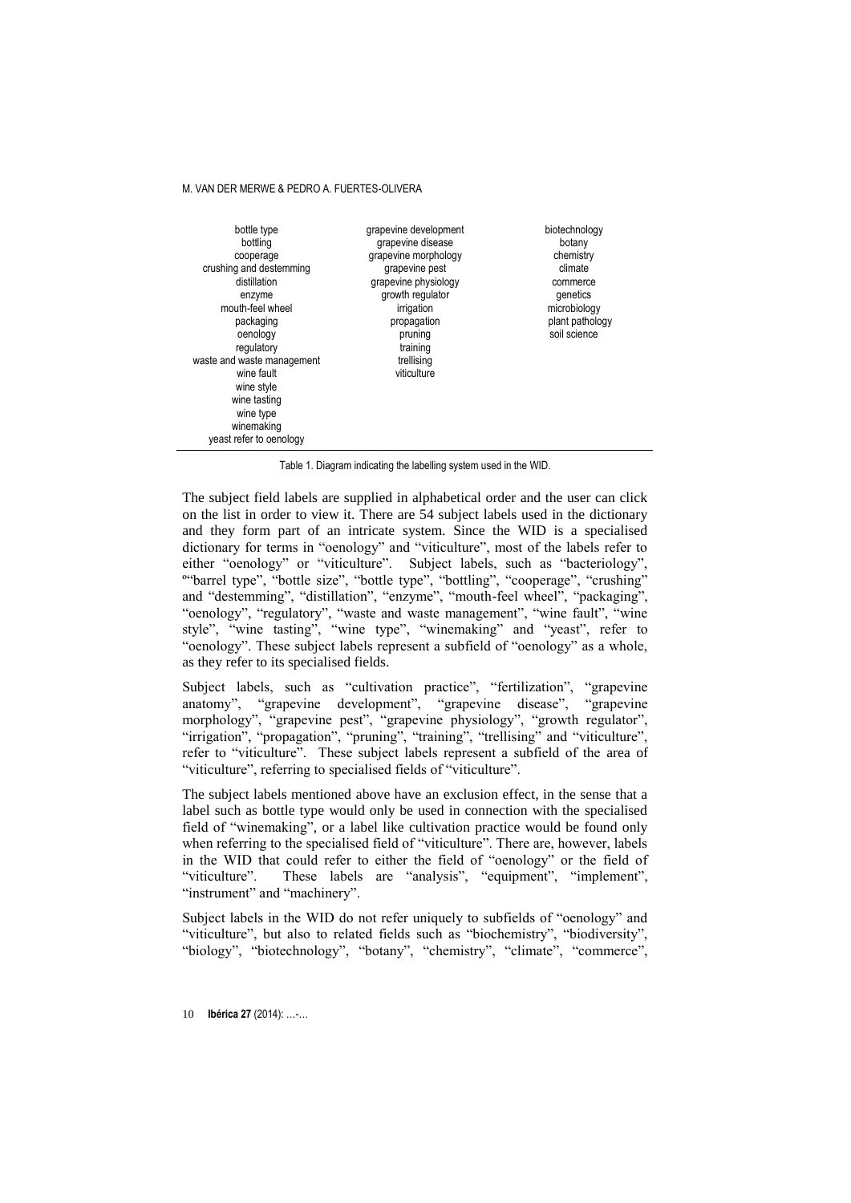| | | |
|---|---|---|
| bottle type | grapevine development | biotechnology |
| bottling | grapevine disease | botany |
| cooperage | grapevine morphology | chemistry |
| crushing and destemming | grapevine pest | climate |
| distillation | grapevine physiology | commerce |
| enzyme | growth regulator | genetics |
| mouth-feel wheel | irrigation | microbiology |
| packaging | propagation | plant pathology |
| oenology | pruning | soil science |
| regulatory | training | |
| waste and waste management | trellising | |
| wine fault | viticulture | |
| wine style | | |
| wine tasting | | |
| wine type | | |
| winemaking | | |
| yeast refer to oenology | | |

Table 1. Diagram indicating the labelling system used in the WID.

The subject field labels are supplied in alphabetical order and the user can click on the list in order to view it. There are 54 subject labels used in the dictionary and they form part of an intricate system. Since the WID is a specialised dictionary for terms in "oenology" and "viticulture", most of the labels refer to either "oenology" or "viticulture". Subject labels, such as "bacteriology", ""barrel type", "bottle size", "bottle type", "bottling", "cooperage", "crushing" and "destemming", "distillation", "enzyme", "mouth-feel wheel", "packaging", "oenology", "regulatory", "waste and waste management", "wine fault", "wine style", "wine tasting", "wine type", "winemaking" and "yeast", refer to "oenology". These subject labels represent a subfield of "oenology" as a whole, as they refer to its specialised fields.

Subject labels, such as "cultivation practice", "fertilization", "grapevine anatomy", "grapevine development", "grapevine disease", "grapevine morphology", "grapevine pest", "grapevine physiology", "growth regulator", "irrigation", "propagation", "pruning", "training", "trellising" and "viticulture", refer to "viticulture". These subject labels represent a subfield of the area of "viticulture", referring to specialised fields of "viticulture".

The subject labels mentioned above have an exclusion effect, in the sense that a label such as bottle type would only be used in connection with the specialised field of "winemaking", or a label like cultivation practice would be found only when referring to the specialised field of "viticulture". There are, however, labels in the WID that could refer to either the field of "oenology" or the field of "viticulture". These labels are "analysis", "equipment", "implement", "instrument" and "machinery".

Subject labels in the WID do not refer uniquely to subfields of "oenology" and "viticulture", but also to related fields such as "biochemistry", "biodiversity", "biology", "biotechnology", "botany", "chemistry", "climate", "commerce",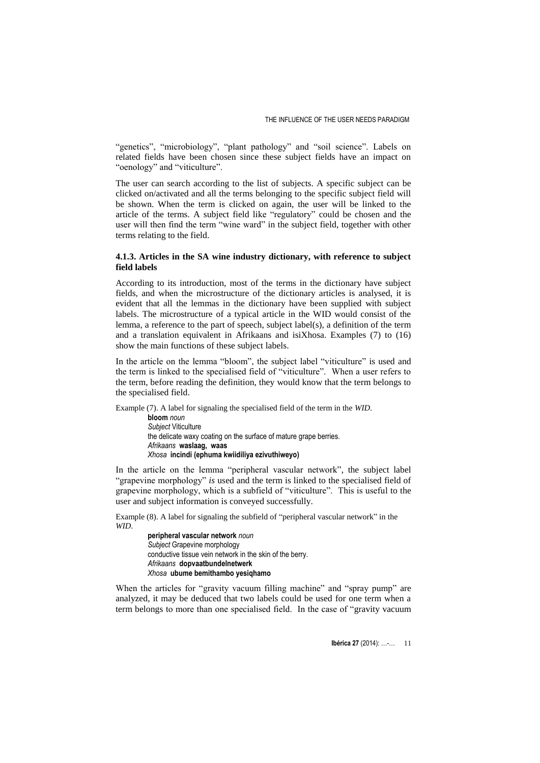"genetics", "microbiology", "plant pathology" and "soil science". Labels on related fields have been chosen since these subject fields have an impact on "oenology" and "viticulture".

The user can search according to the list of subjects. A specific subject can be clicked on/activated and all the terms belonging to the specific subject field will be shown. When the term is clicked on again, the user will be linked to the article of the terms. A subject field like "regulatory" could be chosen and the user will then find the term "wine ward" in the subject field, together with other terms relating to the field.

### 4.1.3. Articles in the SA wine industry dictionary, with reference to subject field labels

According to its introduction, most of the terms in the dictionary have subject fields, and when the microstructure of the dictionary articles is analysed, it is evident that all the lemmas in the dictionary have been supplied with subject labels. The microstructure of a typical article in the WID would consist of the lemma, a reference to the part of speech, subject label(s), a definition of the term and a translation equivalent in Afrikaans and isiXhosa. Examples (7) to (16) show the main functions of these subject labels.

In the article on the lemma "bloom", the subject label "viticulture" is used and the term is linked to the specialised field of "viticulture". When a user refers to the term, before reading the definition, they would know that the term belongs to the specialised field.

Example (7). A label for signaling the specialised field of the term in the *WID*.

> **bloom** *noun*
> *Subject* Viticulture
> the delicate waxy coating on the surface of mature grape berries.
> *Afrikaans* **waslaag, waas**
> *Xhosa* **incindi (ephuma kwiidiliya ezivuthiweyo)**

In the article on the lemma "peripheral vascular network", the subject label "grapevine morphology" *is* used and the term is linked to the specialised field of grapevine morphology, which is a subfield of "viticulture". This is useful to the user and subject information is conveyed successfully.

Example (8). A label for signaling the subfield of "peripheral vascular network" in the *WID*.

> **peripheral vascular network** *noun*
> *Subject* Grapevine morphology
> conductive tissue vein network in the skin of the berry.
> *Afrikaans* **dopvaatbundelnetwerk**
> *Xhosa* **ubume bemithambo yesiqhamo**

When the articles for "gravity vacuum filling machine" and "spray pump" are analyzed, it may be deduced that two labels could be used for one term when a term belongs to more than one specialised field. In the case of "gravity vacuum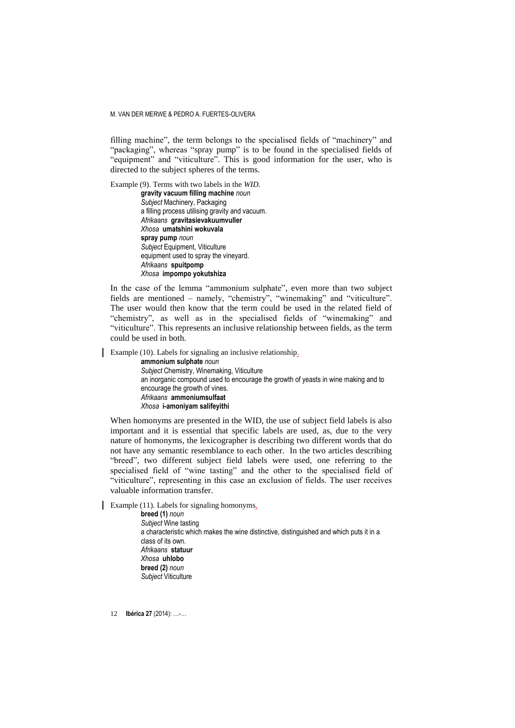filling machine", the term belongs to the specialised fields of "machinery" and "packaging", whereas "spray pump" is to be found in the specialised fields of "equipment" and "viticulture". This is good information for the user, who is directed to the subject spheres of the terms.

Example (9). Terms with two labels in the *WID*.

> **gravity vacuum filling machine** *noun*
> *Subject* Machinery, Packaging
> a filling process utilising gravity and vacuum.
> *Afrikaans* **gravitasievakuumvuller**
> *Xhosa* **umatshini wokuvala**
> **spray pump** *noun*
> *Subject* Equipment, Viticulture
> equipment used to spray the vineyard.
> *Afrikaans* **spuitpomp**
> *Xhosa* **impompo yokutshiza**

In the case of the lemma "ammonium sulphate", even more than two subject fields are mentioned – namely, "chemistry", "winemaking" and "viticulture". The user would then know that the term could be used in the related field of "chemistry", as well as in the specialised fields of "winemaking" and "viticulture". This represents an inclusive relationship between fields, as the term could be used in both.

Example (10). Labels for signaling an inclusive relationship.

> **ammonium sulphate** *noun*
> *Subject* Chemistry, Winemaking, Viticulture
> an inorganic compound used to encourage the growth of yeasts in wine making and to encourage the growth of vines.
> *Afrikaans* **ammoniumsulfaat**
> *Xhosa* **i-amoniyam salifeyithi**

When homonyms are presented in the WID, the use of subject field labels is also important and it is essential that specific labels are used, as, due to the very nature of homonyms, the lexicographer is describing two different words that do not have any semantic resemblance to each other. In the two articles describing "breed", two different subject field labels were used, one referring to the specialised field of "wine tasting" and the other to the specialised field of "viticulture", representing in this case an exclusion of fields. The user receives valuable information transfer.

Example (11). Labels for signaling homonyms.

> **breed (1)** *noun*
> *Subject* Wine tasting
> a characteristic which makes the wine distinctive, distinguished and which puts it in a class of its own.
> *Afrikaans* **statuur**
> *Xhosa* **uhlobo**
> **breed (2)** *noun*
> *Subject* Viticulture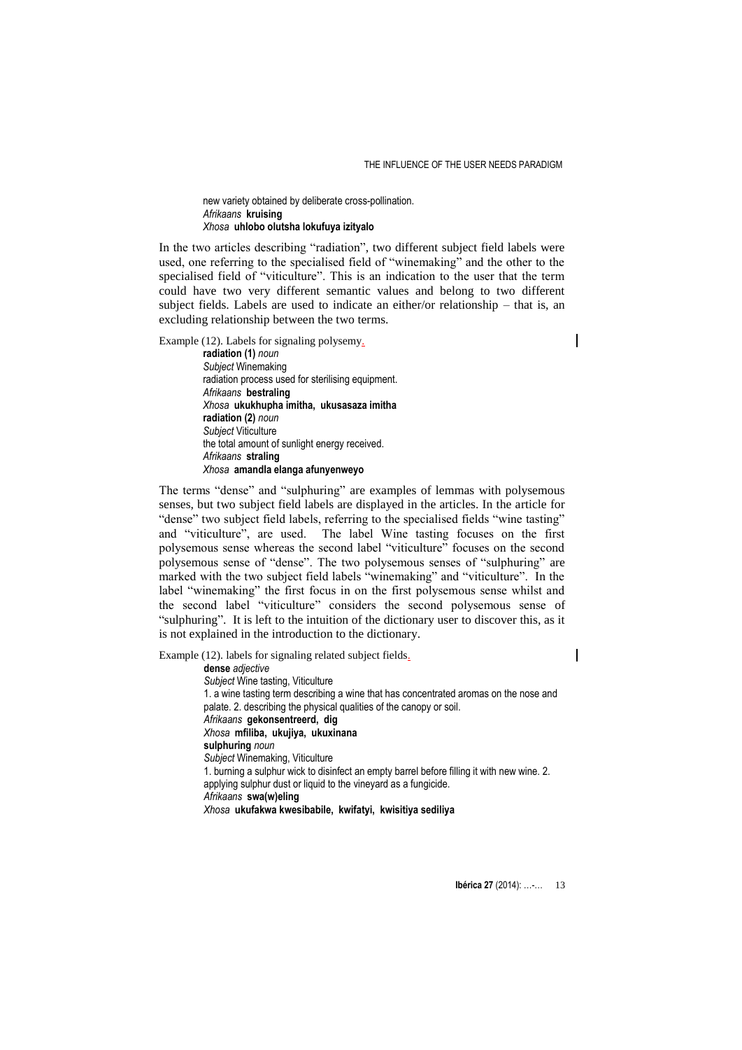new variety obtained by deliberate cross-pollination.
*Afrikaans* **kruising**
*Xhosa* **uhlobo olutsha lokufuya izityalo**

In the two articles describing "radiation", two different subject field labels were used, one referring to the specialised field of "winemaking" and the other to the specialised field of "viticulture". This is an indication to the user that the term could have two very different semantic values and belong to two different subject fields. Labels are used to indicate an either/or relationship – that is, an excluding relationship between the two terms.

Example (12). Labels for signaling polysemy.

> **radiation (1)** *noun*
> *Subject* Winemaking
> radiation process used for sterilising equipment.
> *Afrikaans* **bestraling**
> *Xhosa* **ukukhupha imitha, ukusasaza imitha**
> **radiation (2)** *noun*
> *Subject* Viticulture
> the total amount of sunlight energy received.
> *Afrikaans* **straling**
> *Xhosa* **amandla elanga afunyenweyo**

The terms "dense" and "sulphuring" are examples of lemmas with polysemous senses, but two subject field labels are displayed in the articles. In the article for "dense" two subject field labels, referring to the specialised fields "wine tasting" and "viticulture", are used. The label Wine tasting focuses on the first polysemous sense whereas the second label "viticulture" focuses on the second polysemous sense of "dense". The two polysemous senses of "sulphuring" are marked with the two subject field labels "winemaking" and "viticulture". In the label "winemaking" the first focus in on the first polysemous sense whilst and the second label "viticulture" considers the second polysemous sense of "sulphuring". It is left to the intuition of the dictionary user to discover this, as it is not explained in the introduction to the dictionary.

Example (12). labels for signaling related subject fields.

> **dense** *adjective*
> *Subject* Wine tasting, Viticulture
> 1. a wine tasting term describing a wine that has concentrated aromas on the nose and palate. 2. describing the physical qualities of the canopy or soil.
> *Afrikaans* **gekonsentreerd, dig**
> *Xhosa* **mfiliba, ukujiya, ukuxinana**
> **sulphuring** *noun*
> *Subject* Winemaking, Viticulture
> 1. burning a sulphur wick to disinfect an empty barrel before filling it with new wine. 2. applying sulphur dust or liquid to the vineyard as a fungicide.
> *Afrikaans* **swa(w)eling**
> *Xhosa* **ukufakwa kwesibabile, kwifatyi, kwisitiya sediliya**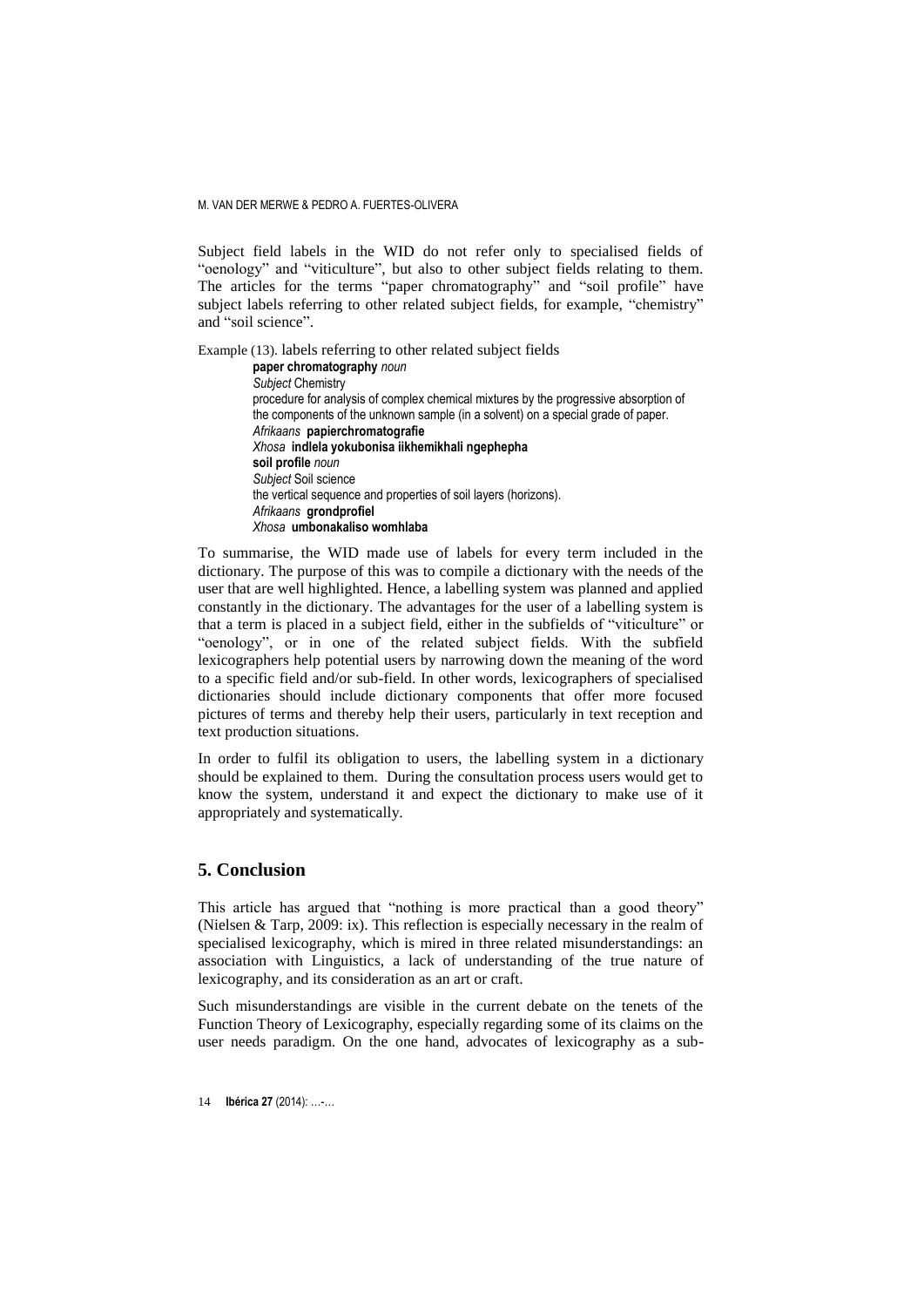Subject field labels in the WID do not refer only to specialised fields of "oenology" and "viticulture", but also to other subject fields relating to them. The articles for the terms "paper chromatography" and "soil profile" have subject labels referring to other related subject fields, for example, "chemistry" and "soil science".

Example (13). labels referring to other related subject fields

> **paper chromatography** *noun*
> *Subject* Chemistry
> procedure for analysis of complex chemical mixtures by the progressive absorption of the components of the unknown sample (in a solvent) on a special grade of paper.
> *Afrikaans* **papierchromatografie**
> *Xhosa* **indlela yokubonisa iikhemikhali ngephepha**
> **soil profile** *noun*
> *Subject* Soil science
> the vertical sequence and properties of soil layers (horizons).
> *Afrikaans* **grondprofiel**
> *Xhosa* **umbonakaliso womhlaba**

To summarise, the WID made use of labels for every term included in the dictionary. The purpose of this was to compile a dictionary with the needs of the user that are well highlighted. Hence, a labelling system was planned and applied constantly in the dictionary. The advantages for the user of a labelling system is that a term is placed in a subject field, either in the subfields of "viticulture" or "oenology", or in one of the related subject fields. With the subfield lexicographers help potential users by narrowing down the meaning of the word to a specific field and/or sub-field. In other words, lexicographers of specialised dictionaries should include dictionary components that offer more focused pictures of terms and thereby help their users, particularly in text reception and text production situations.

In order to fulfil its obligation to users, the labelling system in a dictionary should be explained to them. During the consultation process users would get to know the system, understand it and expect the dictionary to make use of it appropriately and systematically.

## 5. Conclusion

This article has argued that "nothing is more practical than a good theory" (Nielsen & Tarp, 2009: ix). This reflection is especially necessary in the realm of specialised lexicography, which is mired in three related misunderstandings: an association with Linguistics, a lack of understanding of the true nature of lexicography, and its consideration as an art or craft.

Such misunderstandings are visible in the current debate on the tenets of the Function Theory of Lexicography, especially regarding some of its claims on the user needs paradigm. On the one hand, advocates of lexicography as a sub-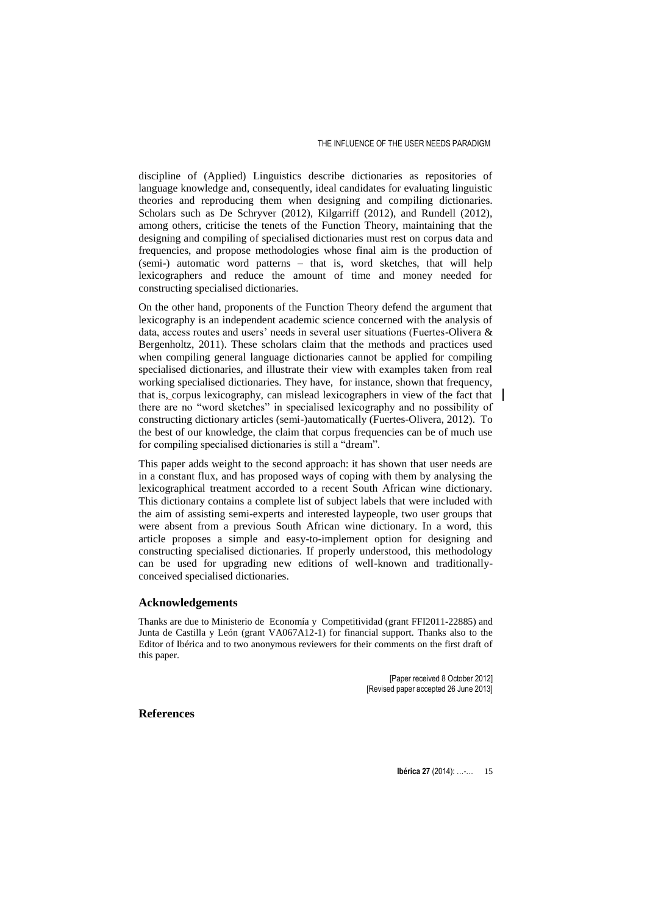discipline of (Applied) Linguistics describe dictionaries as repositories of language knowledge and, consequently, ideal candidates for evaluating linguistic theories and reproducing them when designing and compiling dictionaries. Scholars such as De Schryver (2012), Kilgarriff (2012), and Rundell (2012), among others, criticise the tenets of the Function Theory, maintaining that the designing and compiling of specialised dictionaries must rest on corpus data and frequencies, and propose methodologies whose final aim is the production of (semi-) automatic word patterns – that is, word sketches, that will help lexicographers and reduce the amount of time and money needed for constructing specialised dictionaries.

On the other hand, proponents of the Function Theory defend the argument that lexicography is an independent academic science concerned with the analysis of data, access routes and users' needs in several user situations (Fuertes-Olivera & Bergenholtz, 2011). These scholars claim that the methods and practices used when compiling general language dictionaries cannot be applied for compiling specialised dictionaries, and illustrate their view with examples taken from real working specialised dictionaries. They have, for instance, shown that frequency, that is, corpus lexicography, can mislead lexicographers in view of the fact that there are no "word sketches" in specialised lexicography and no possibility of constructing dictionary articles (semi-)automatically (Fuertes-Olivera, 2012). To the best of our knowledge, the claim that corpus frequencies can be of much use for compiling specialised dictionaries is still a "dream".

This paper adds weight to the second approach: it has shown that user needs are in a constant flux, and has proposed ways of coping with them by analysing the lexicographical treatment accorded to a recent South African wine dictionary. This dictionary contains a complete list of subject labels that were included with the aim of assisting semi-experts and interested laypeople, two user groups that were absent from a previous South African wine dictionary. In a word, this article proposes a simple and easy-to-implement option for designing and constructing specialised dictionaries. If properly understood, this methodology can be used for upgrading new editions of well-known and traditionally-conceived specialised dictionaries.

## Acknowledgements

Thanks are due to Ministerio de Economía y Competitividad (grant FFI2011-22885) and Junta de Castilla y León (grant VA067A12-1) for financial support. Thanks also to the Editor of Ibérica and to two anonymous reviewers for their comments on the first draft of this paper.

[Paper received 8 October 2012]
[Revised paper accepted 26 June 2013]

## References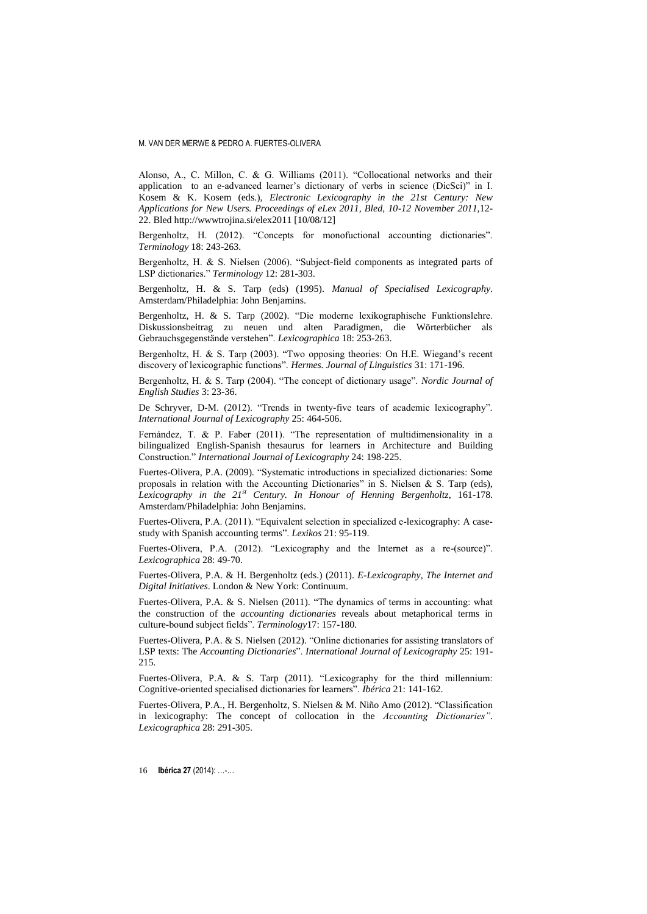Alonso, A., C. Millon, C. & G. Williams (2011). "Collocational networks and their application to an e-advanced learner's dictionary of verbs in science (DicSci)" in I. Kosem & K. Kosem (eds.), *Electronic Lexicography in the 21st Century: New Applications for New Users. Proceedings of eLex 2011, Bled, 10-12 November 2011*,12-22. Bled http://wwwtrojina.si/elex2011 [10/08/12]

Bergenholtz, H. (2012). "Concepts for monofuctional accounting dictionaries". *Terminology* 18: 243-263.

Bergenholtz, H. & S. Nielsen (2006). "Subject-field components as integrated parts of LSP dictionaries." *Terminology* 12: 281-303.

Bergenholtz, H. & S. Tarp (eds) (1995). *Manual of Specialised Lexicography*. Amsterdam/Philadelphia: John Benjamins.

Bergenholtz, H. & S. Tarp (2002). "Die moderne lexikographische Funktionslehre. Diskussionsbeitrag zu neuen und alten Paradigmen, die Wörterbücher als Gebrauchsgegenstände verstehen". *Lexicographica* 18: 253-263.

Bergenholtz, H. & S. Tarp (2003). "Two opposing theories: On H.E. Wiegand's recent discovery of lexicographic functions". *Hermes. Journal of Linguistics* 31: 171-196.

Bergenholtz, H. & S. Tarp (2004). "The concept of dictionary usage". *Nordic Journal of English Studies* 3: 23-36.

De Schryver, D-M. (2012). "Trends in twenty-five tears of academic lexicography". *International Journal of Lexicography* 25: 464-506.

Fernández, T. & P. Faber (2011). "The representation of multidimensionality in a bilingualized English-Spanish thesaurus for learners in Architecture and Building Construction." *International Journal of Lexicography* 24: 198-225.

Fuertes-Olivera, P.A. (2009). "Systematic introductions in specialized dictionaries: Some proposals in relation with the Accounting Dictionaries" in S. Nielsen & S. Tarp (eds), *Lexicography in the 21st Century. In Honour of Henning Bergenholtz*, 161-178. Amsterdam/Philadelphia: John Benjamins.

Fuertes-Olivera, P.A. (2011). "Equivalent selection in specialized e-lexicography: A case-study with Spanish accounting terms". *Lexikos* 21: 95-119.

Fuertes-Olivera, P.A. (2012). "Lexicography and the Internet as a re-(source)". *Lexicographica* 28: 49-70.

Fuertes-Olivera, P.A. & H. Bergenholtz (eds.) (2011). *E-Lexicography, The Internet and Digital Initiatives*. London & New York: Continuum.

Fuertes-Olivera, P.A. & S. Nielsen (2011). "The dynamics of terms in accounting: what the construction of the *accounting dictionaries* reveals about metaphorical terms in culture-bound subject fields". *Terminology*17: 157-180.

Fuertes-Olivera, P.A. & S. Nielsen (2012). "Online dictionaries for assisting translators of LSP texts: The *Accounting Dictionaries*". *International Journal of Lexicography* 25: 191-215.

Fuertes-Olivera, P.A. & S. Tarp (2011). "Lexicography for the third millennium: Cognitive-oriented specialised dictionaries for learners". *Ibérica* 21: 141-162.

Fuertes-Olivera, P.A., H. Bergenholtz, S. Nielsen & M. Niño Amo (2012). "Classification in lexicography: The concept of collocation in the *Accounting Dictionaries"*. *Lexicographica* 28: 291-305.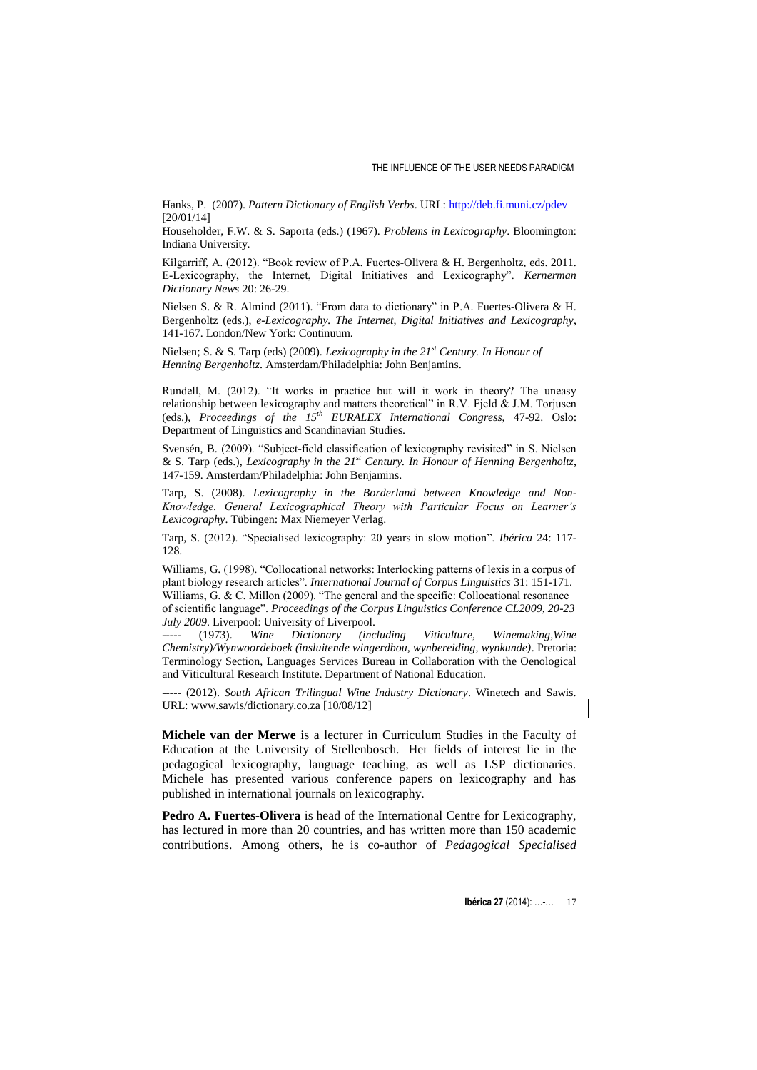Hanks, P. (2007). *Pattern Dictionary of English Verbs*. URL: http://deb.fi.muni.cz/pdev [20/01/14]

Householder, F.W. & S. Saporta (eds.) (1967). *Problems in Lexicography*. Bloomington: Indiana University.

Kilgarriff, A. (2012). "Book review of P.A. Fuertes-Olivera & H. Bergenholtz, eds. 2011. E-Lexicography, the Internet, Digital Initiatives and Lexicography". *Kernerman Dictionary News* 20: 26-29.

Nielsen S. & R. Almind (2011). "From data to dictionary" in P.A. Fuertes-Olivera & H. Bergenholtz (eds.), *e-Lexicography. The Internet, Digital Initiatives and Lexicography*, 141-167. London/New York: Continuum.

Nielsen; S. & S. Tarp (eds) (2009). *Lexicography in the 21st Century. In Honour of Henning Bergenholtz*. Amsterdam/Philadelphia: John Benjamins.

Rundell, M. (2012). "It works in practice but will it work in theory? The uneasy relationship between lexicography and matters theoretical" in R.V. Fjeld & J.M. Torjusen (eds.), *Proceedings of the 15th EURALEX International Congress*, 47-92. Oslo: Department of Linguistics and Scandinavian Studies.

Svensén, B. (2009). "Subject-field classification of lexicography revisited" in S. Nielsen & S. Tarp (eds.), *Lexicography in the 21st Century. In Honour of Henning Bergenholtz*, 147-159. Amsterdam/Philadelphia: John Benjamins.

Tarp, S. (2008). *Lexicography in the Borderland between Knowledge and Non-Knowledge. General Lexicographical Theory with Particular Focus on Learner's Lexicography*. Tübingen: Max Niemeyer Verlag.

Tarp, S. (2012). "Specialised lexicography: 20 years in slow motion". *Ibérica* 24: 117-128.

Williams, G. (1998). "Collocational networks: Interlocking patterns of lexis in a corpus of plant biology research articles". *International Journal of Corpus Linguistics* 31: 151-171.

Williams, G. & C. Millon (2009). "The general and the specific: Collocational resonance of scientific language". *Proceedings of the Corpus Linguistics Conference CL2009, 20-23 July 2009*. Liverpool: University of Liverpool.

----- (1973). *Wine Dictionary (including Viticulture, Winemaking,Wine Chemistry)/Wynwoordeboek (insluitende wingerdbou, wynbereiding, wynkunde)*. Pretoria: Terminology Section, Languages Services Bureau in Collaboration with the Oenological and Viticultural Research Institute. Department of National Education.

----- (2012). *South African Trilingual Wine Industry Dictionary*. Winetech and Sawis. URL: www.sawis/dictionary.co.za [10/08/12]

**Michele van der Merwe** is a lecturer in Curriculum Studies in the Faculty of Education at the University of Stellenbosch. Her fields of interest lie in the pedagogical lexicography, language teaching, as well as LSP dictionaries. Michele has presented various conference papers on lexicography and has published in international journals on lexicography.

**Pedro A. Fuertes-Olivera** is head of the International Centre for Lexicography, has lectured in more than 20 countries, and has written more than 150 academic contributions. Among others, he is co-author of *Pedagogical Specialised*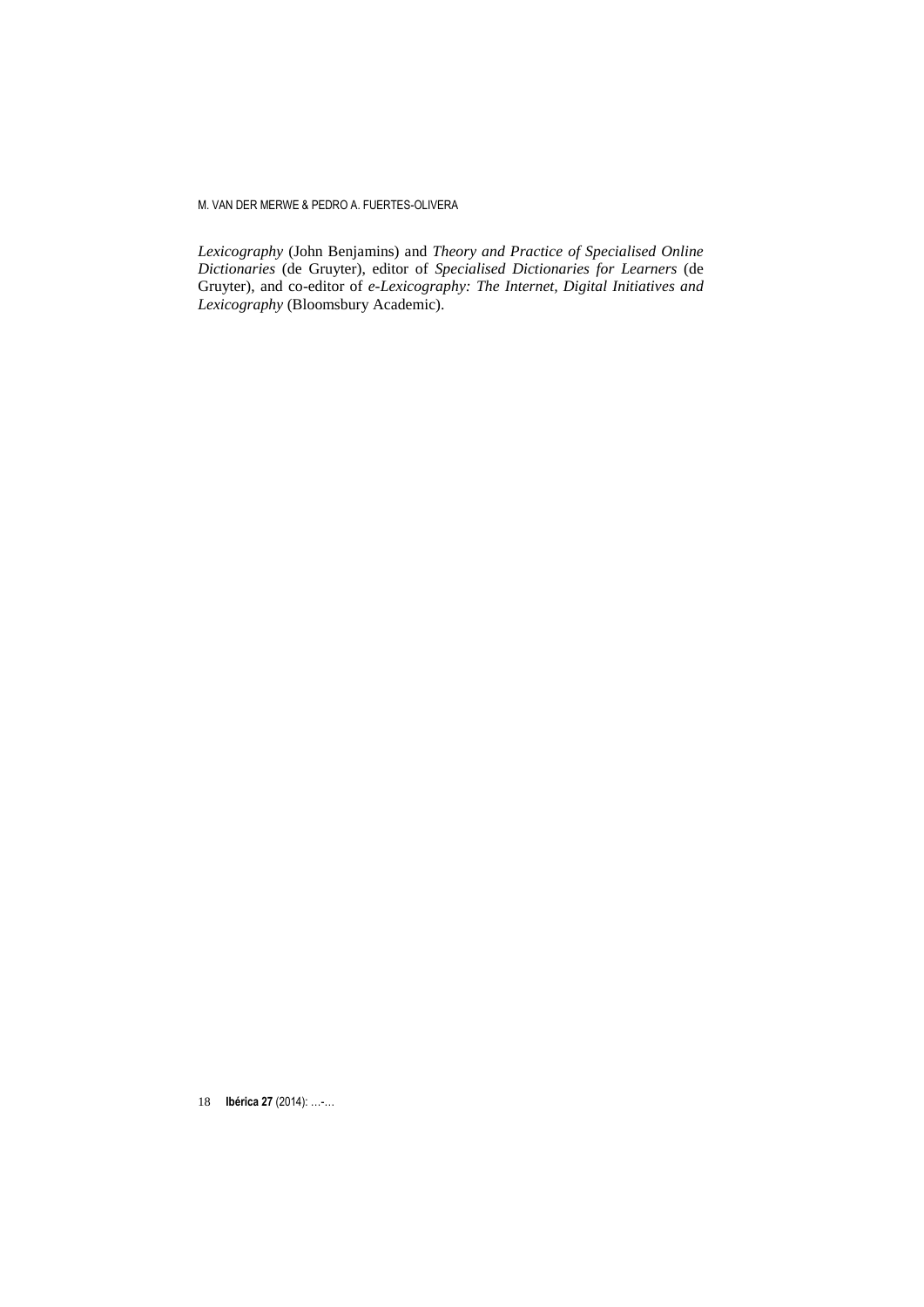*Lexicography* (John Benjamins) and *Theory and Practice of Specialised Online Dictionaries* (de Gruyter), editor of *Specialised Dictionaries for Learners* (de Gruyter), and co-editor of *e-Lexicography: The Internet, Digital Initiatives and Lexicography* (Bloomsbury Academic).